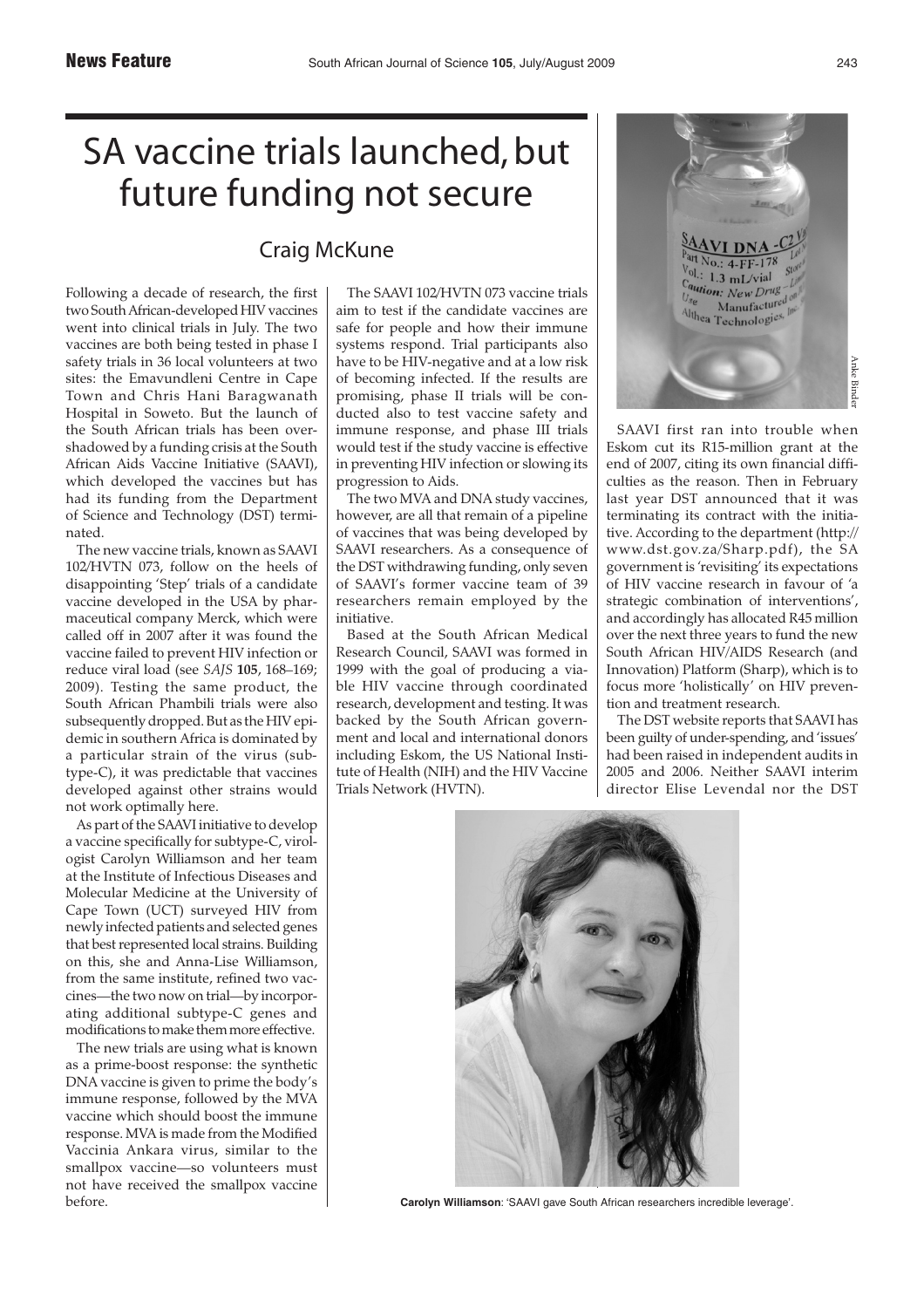# SA vaccine trials launched, but future funding not secure

## Craig McKune

Following a decade of research, the first two South African-developed HIV vaccines went into clinical trials in July. The two vaccines are both being tested in phase I safety trials in 36 local volunteers at two sites: the Emavundleni Centre in Cape Town and Chris Hani Baragwanath Hospital in Soweto. But the launch of the South African trials has been overshadowed by a funding crisis at the South African Aids Vaccine Initiative (SAAVI), which developed the vaccines but has had its funding from the Department of Science and Technology (DST) terminated.

The new vaccine trials, known as SAAVI 102/HVTN 073, follow on the heels of disappointing 'Step' trials of a candidate vaccine developed in the USA by pharmaceutical company Merck, which were called off in 2007 after it was found the vaccine failed to prevent HIV infection or reduce viral load (see *SAJS* **105**, 168–169; 2009). Testing the same product, the South African Phambili trials were also subsequently dropped. But as the HIV epidemic in southern Africa is dominated by a particular strain of the virus (subtype-C), it was predictable that vaccines developed against other strains would not work optimally here.

As part of the SAAVI initiative to develop a vaccine specifically for subtype-C, virologist Carolyn Williamson and her team at the Institute of Infectious Diseases and Molecular Medicine at the University of Cape Town (UCT) surveyed HIV from newly infected patients and selected genes that best represented local strains. Building on this, she and Anna-Lise Williamson, from the same institute, refined two vaccines—the two now on trial—by incorporating additional subtype-C genes and modifications to make them more effective.

The new trials are using what is known as a prime-boost response: the synthetic DNA vaccine is given to prime the body's immune response, followed by the MVA vaccine which should boost the immune response. MVA is made from the Modified Vaccinia Ankara virus, similar to the smallpox vaccine—so volunteers must not have received the smallpox vaccine before.

The SAAVI 102/HVTN 073 vaccine trials aim to test if the candidate vaccines are safe for people and how their immune systems respond. Trial participants also have to be HIV-negative and at a low risk of becoming infected. If the results are promising, phase II trials will be conducted also to test vaccine safety and immune response, and phase III trials would test if the study vaccine is effective in preventing HIV infection or slowing its progression to Aids.

The two MVA and DNA study vaccines, however, are all that remain of a pipeline of vaccines that was being developed by SAAVI researchers. As a consequence of the DST withdrawing funding, only seven of SAAVI's former vaccine team of 39 researchers remain employed by the initiative.

Based at the South African Medical Research Council, SAAVI was formed in 1999 with the goal of producing a viable HIV vaccine through coordinated research, development and testing. It was backed by the South African government and local and international donors including Eskom, the US National Institute of Health (NIH) and the HIV Vaccine Trials Network (HVTN).

SAAVI first ran into trouble when Eskom cut its R15-million grant at the end of 2007, citing its own financial difficulties as the reason. Then in February last year DST announced that it was terminating its contract with the initiative. According to the department (http://www.dst.gov.za/Sharp.pdf), the SA government is 'revisiting' its expectations of HIV vaccine research in favour of 'a strategic combination of interventions', and accordingly has allocated R45 million over the next three years to fund the new South African HIV/AIDS Research (and Innovation) Platform (Sharp), which is to focus more 'holistically' on HIV prevention and treatment research.

The DST website reports that SAAVI has been guilty of under-spending, and 'issues' had been raised in independent audits in 2005 and 2006. Neither SAAVI interim director Elise Levendal nor the DST

**Carolyn Williamson**: 'SAAVI gave South African researchers incredible leverage'.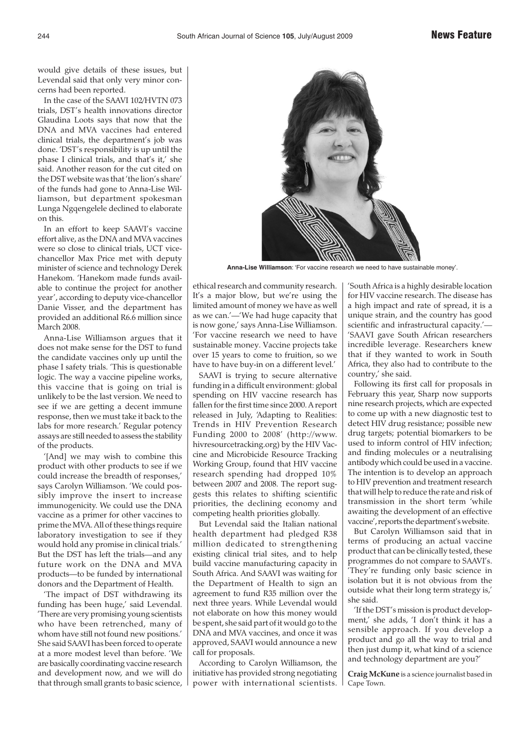would give details of these issues, but Levendal said that only very minor concerns had been reported.

In the case of the SAAVI 102/HVTN 073 trials, DST's health innovations director Glaudina Loots says that now that the DNA and MVA vaccines had entered clinical trials, the department's job was done. 'DST's responsibility is up until the phase I clinical trials, and that's it,' she said. Another reason for the cut cited on the DST website was that 'the lion's share' of the funds had gone to Anna-Lise Williamson, but department spokesman Lunga Ngqengelele declined to elaborate on this.

In an effort to keep SAAVI's vaccine effort alive, as the DNA and MVA vaccines were so close to clinical trials, UCT vice-chancellor Max Price met with deputy minister of science and technology Derek Hanekom. 'Hanekom made funds available to continue the project for another year', according to deputy vice-chancellor Danie Visser, and the department has provided an additional R6.6 million since March 2008.

Anna-Lise Williamson argues that it does not make sense for the DST to fund the candidate vaccines only up until the phase I safety trials. 'This is questionable logic. The way a vaccine pipeline works, this vaccine that is going on trial is unlikely to be the last version. We need to see if we are getting a decent immune response, then we must take it back to the labs for more research.' Regular potency assays are still needed to assess the stability of the products.

'[And] we may wish to combine this product with other products to see if we could increase the breadth of responses,' says Carolyn Williamson. 'We could possibly improve the insert to increase immunogenicity. We could use the DNA vaccine as a primer for other vaccines to prime the MVA. All of these things require laboratory investigation to see if they would hold any promise in clinical trials.' But the DST has left the trials—and any future work on the DNA and MVA products—to be funded by international donors and the Department of Health.

'The impact of DST withdrawing its funding has been huge,' said Levendal. 'There are very promising young scientists who have been retrenched, many of whom have still not found new positions.' She said SAAVI has been forced to operate at a more modest level than before. 'We are basically coordinating vaccine research and development now, and we will do that through small grants to basic science, ethical research and community research. It's a major blow, but we're using the limited amount of money we have as well as we can.'—'We had huge capacity that is now gone,' says Anna-Lise Williamson. 'For vaccine research we need to have sustainable money. Vaccine projects take over 15 years to come to fruition, so we have to have buy-in on a different level.'

**Anna-Lise Williamson**: 'For vaccine research we need to have sustainable money'.

SAAVI is trying to secure alternative funding in a difficult environment: global spending on HIV vaccine research has fallen for the first time since 2000. A report released in July, 'Adapting to Realities: Trends in HIV Prevention Research Funding 2000 to 2008' (http://www.hivresourcetracking.org) by the HIV Vaccine and Microbicide Resource Tracking Working Group, found that HIV vaccine research spending had dropped 10% between 2007 and 2008. The report suggests this relates to shifting scientific priorities, the declining economy and competing health priorities globally.

But Levendal said the Italian national health department had pledged R38 million dedicated to strengthening existing clinical trial sites, and to help build vaccine manufacturing capacity in South Africa. And SAAVI was waiting for the Department of Health to sign an agreement to fund R35 million over the next three years. While Levendal would not elaborate on how this money would be spent, she said part of it would go to the DNA and MVA vaccines, and once it was approved, SAAVI would announce a new call for proposals.

According to Carolyn Williamson, the initiative has provided strong negotiating power with international scientists. 'South Africa is a highly desirable location for HIV vaccine research. The disease has a high impact and rate of spread, it is a unique strain, and the country has good scientific and infrastructural capacity.'—'SAAVI gave South African researchers incredible leverage. Researchers knew that if they wanted to work in South Africa, they also had to contribute to the country,' she said.

Following its first call for proposals in February this year, Sharp now supports nine research projects, which are expected to come up with a new diagnostic test to detect HIV drug resistance; possible new drug targets; potential biomarkers to be used to inform control of HIV infection; and finding molecules or a neutralising antibody which could be used in a vaccine. The intention is to develop an approach to HIV prevention and treatment research that will help to reduce the rate and risk of transmission in the short term 'while awaiting the development of an effective vaccine', reports the department's website.

But Carolyn Williamson said that in terms of producing an actual vaccine product that can be clinically tested, these programmes do not compare to SAAVI's. 'They're funding only basic science in isolation but it is not obvious from the outside what their long term strategy is,' she said.

'If the DST's mission is product development,' she adds, 'I don't think it has a sensible approach. If you develop a product and go all the way to trial and then just dump it, what kind of a science and technology department are you?'

**Craig McKune** is a science journalist based in Cape Town.